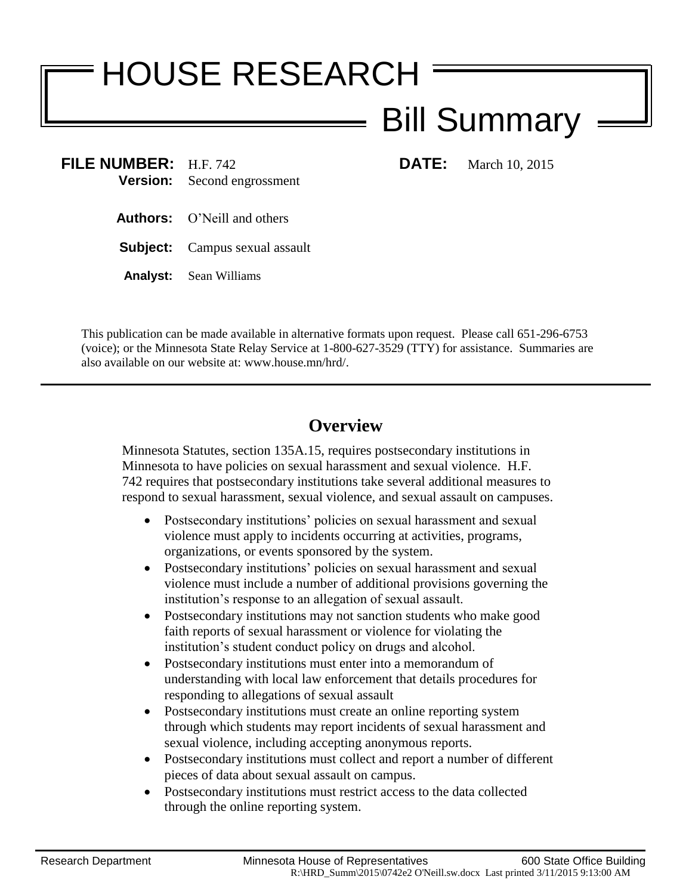# HOUSE RESEARCH

## Bill Summary

**FILE NUMBER:** H.F. 742 **DATE:** March 10, 2015

**Version:** Second engrossment

**Authors:** O'Neill and others

**Subject:** Campus sexual assault

**Analyst:** Sean Williams

This publication can be made available in alternative formats upon request. Please call 651-296-6753 (voice); or the Minnesota State Relay Service at 1-800-627-3529 (TTY) for assistance. Summaries are also available on our website at: www.house.mn/hrd/.

---

## Overview

Minnesota Statutes, section 135A.15, requires postsecondary institutions in Minnesota to have policies on sexual harassment and sexual violence. H.F. 742 requires that postsecondary institutions take several additional measures to respond to sexual harassment, sexual violence, and sexual assault on campuses.

- Postsecondary institutions' policies on sexual harassment and sexual violence must apply to incidents occurring at activities, programs, organizations, or events sponsored by the system.
- Postsecondary institutions' policies on sexual harassment and sexual violence must include a number of additional provisions governing the institution's response to an allegation of sexual assault.
- Postsecondary institutions may not sanction students who make good faith reports of sexual harassment or violence for violating the institution's student conduct policy on drugs and alcohol.
- Postsecondary institutions must enter into a memorandum of understanding with local law enforcement that details procedures for responding to allegations of sexual assault
- Postsecondary institutions must create an online reporting system through which students may report incidents of sexual harassment and sexual violence, including accepting anonymous reports.
- Postsecondary institutions must collect and report a number of different pieces of data about sexual assault on campus.
- Postsecondary institutions must restrict access to the data collected through the online reporting system.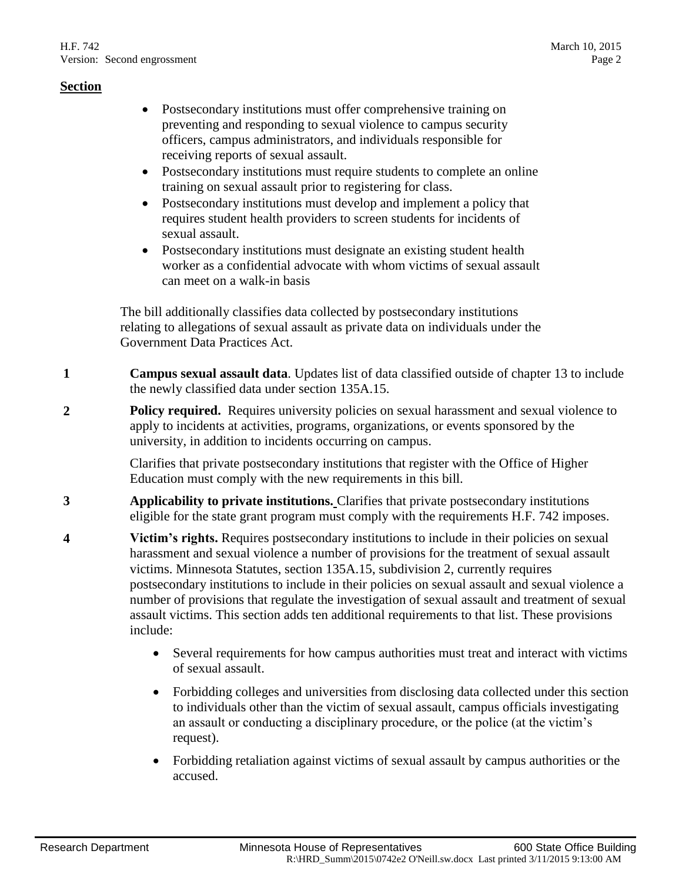**Section**

- Postsecondary institutions must offer comprehensive training on preventing and responding to sexual violence to campus security officers, campus administrators, and individuals responsible for receiving reports of sexual assault.
- Postsecondary institutions must require students to complete an online training on sexual assault prior to registering for class.
- Postsecondary institutions must develop and implement a policy that requires student health providers to screen students for incidents of sexual assault.
- Postsecondary institutions must designate an existing student health worker as a confidential advocate with whom victims of sexual assault can meet on a walk-in basis

The bill additionally classifies data collected by postsecondary institutions relating to allegations of sexual assault as private data on individuals under the Government Data Practices Act.

**1** **Campus sexual assault data**. Updates list of data classified outside of chapter 13 to include the newly classified data under section 135A.15.

**2** **Policy required.** Requires university policies on sexual harassment and sexual violence to apply to incidents at activities, programs, organizations, or events sponsored by the university, in addition to incidents occurring on campus.

Clarifies that private postsecondary institutions that register with the Office of Higher Education must comply with the new requirements in this bill.

**3** **Applicability to private institutions.** Clarifies that private postsecondary institutions eligible for the state grant program must comply with the requirements H.F. 742 imposes.

**4** **Victim's rights.** Requires postsecondary institutions to include in their policies on sexual harassment and sexual violence a number of provisions for the treatment of sexual assault victims. Minnesota Statutes, section 135A.15, subdivision 2, currently requires postsecondary institutions to include in their policies on sexual assault and sexual violence a number of provisions that regulate the investigation of sexual assault and treatment of sexual assault victims. This section adds ten additional requirements to that list. These provisions include:

- Several requirements for how campus authorities must treat and interact with victims of sexual assault.
- Forbidding colleges and universities from disclosing data collected under this section to individuals other than the victim of sexual assault, campus officials investigating an assault or conducting a disciplinary procedure, or the police (at the victim's request).
- Forbidding retaliation against victims of sexual assault by campus authorities or the accused.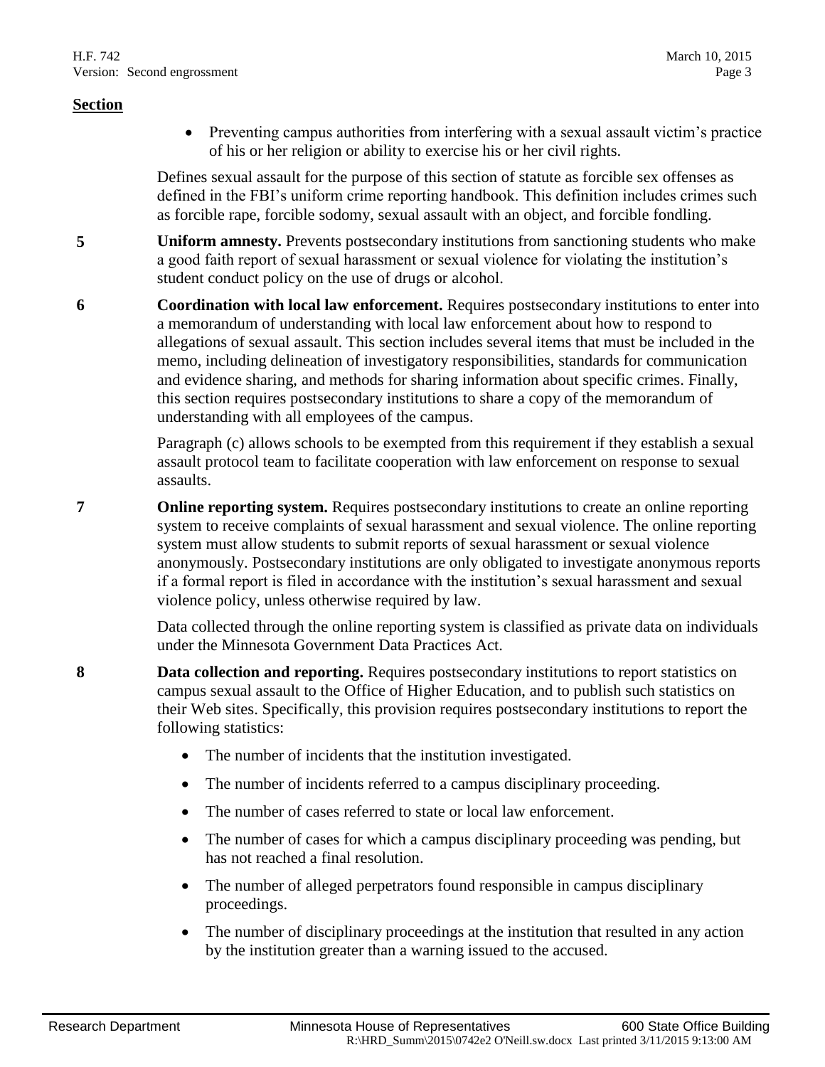**Section**

- Preventing campus authorities from interfering with a sexual assault victim's practice of his or her religion or ability to exercise his or her civil rights.

Defines sexual assault for the purpose of this section of statute as forcible sex offenses as defined in the FBI's uniform crime reporting handbook. This definition includes crimes such as forcible rape, forcible sodomy, sexual assault with an object, and forcible fondling.

**5** **Uniform amnesty.** Prevents postsecondary institutions from sanctioning students who make a good faith report of sexual harassment or sexual violence for violating the institution's student conduct policy on the use of drugs or alcohol.

**6** **Coordination with local law enforcement.** Requires postsecondary institutions to enter into a memorandum of understanding with local law enforcement about how to respond to allegations of sexual assault. This section includes several items that must be included in the memo, including delineation of investigatory responsibilities, standards for communication and evidence sharing, and methods for sharing information about specific crimes. Finally, this section requires postsecondary institutions to share a copy of the memorandum of understanding with all employees of the campus.

Paragraph (c) allows schools to be exempted from this requirement if they establish a sexual assault protocol team to facilitate cooperation with law enforcement on response to sexual assaults.

**7** **Online reporting system.** Requires postsecondary institutions to create an online reporting system to receive complaints of sexual harassment and sexual violence. The online reporting system must allow students to submit reports of sexual harassment or sexual violence anonymously. Postsecondary institutions are only obligated to investigate anonymous reports if a formal report is filed in accordance with the institution's sexual harassment and sexual violence policy, unless otherwise required by law.

Data collected through the online reporting system is classified as private data on individuals under the Minnesota Government Data Practices Act.

**8** **Data collection and reporting.** Requires postsecondary institutions to report statistics on campus sexual assault to the Office of Higher Education, and to publish such statistics on their Web sites. Specifically, this provision requires postsecondary institutions to report the following statistics:

- The number of incidents that the institution investigated.
- The number of incidents referred to a campus disciplinary proceeding.
- The number of cases referred to state or local law enforcement.
- The number of cases for which a campus disciplinary proceeding was pending, but has not reached a final resolution.
- The number of alleged perpetrators found responsible in campus disciplinary proceedings.
- The number of disciplinary proceedings at the institution that resulted in any action by the institution greater than a warning issued to the accused.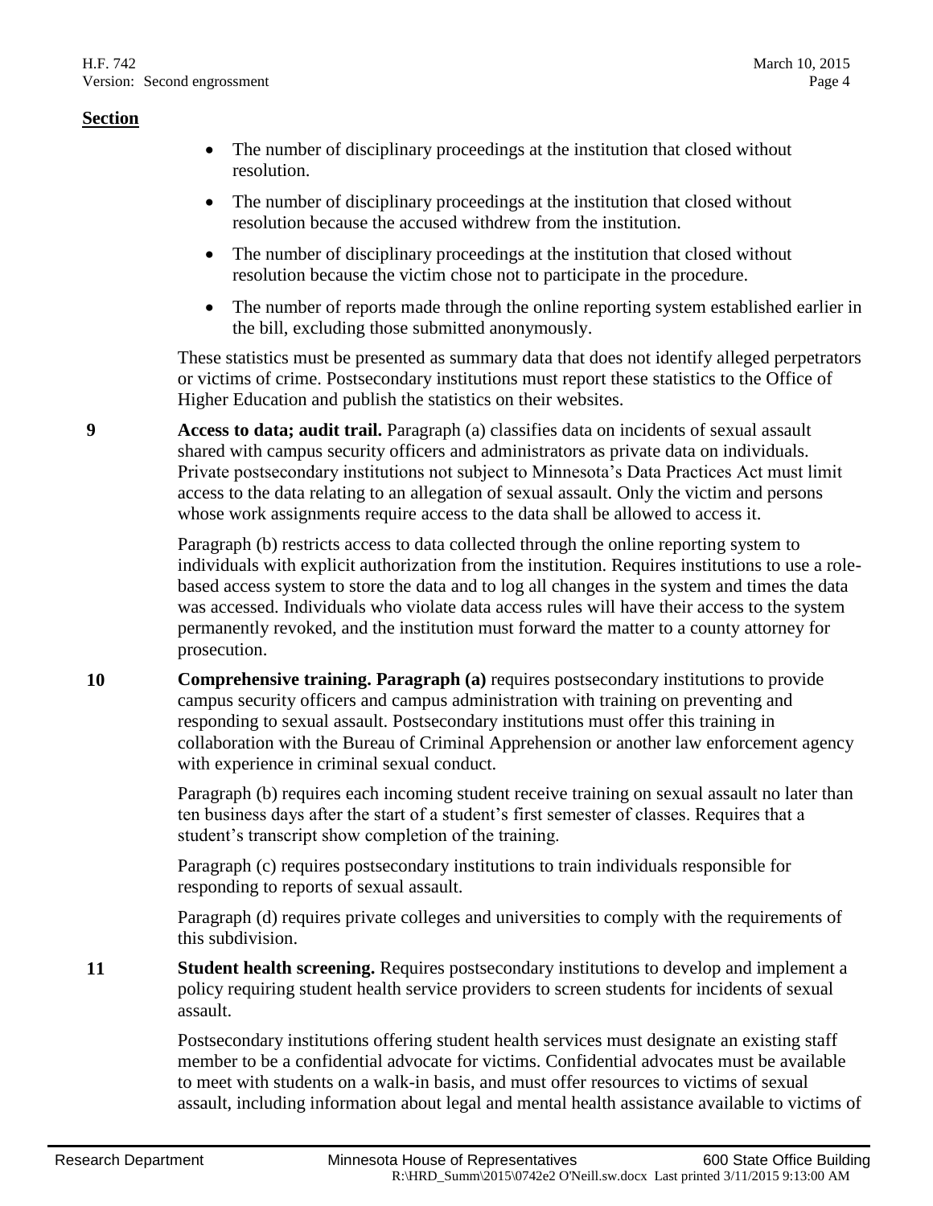**Section**

- The number of disciplinary proceedings at the institution that closed without resolution.
- The number of disciplinary proceedings at the institution that closed without resolution because the accused withdrew from the institution.
- The number of disciplinary proceedings at the institution that closed without resolution because the victim chose not to participate in the procedure.
- The number of reports made through the online reporting system established earlier in the bill, excluding those submitted anonymously.

These statistics must be presented as summary data that does not identify alleged perpetrators or victims of crime. Postsecondary institutions must report these statistics to the Office of Higher Education and publish the statistics on their websites.

**9** **Access to data; audit trail.** Paragraph (a) classifies data on incidents of sexual assault shared with campus security officers and administrators as private data on individuals. Private postsecondary institutions not subject to Minnesota's Data Practices Act must limit access to the data relating to an allegation of sexual assault. Only the victim and persons whose work assignments require access to the data shall be allowed to access it.

Paragraph (b) restricts access to data collected through the online reporting system to individuals with explicit authorization from the institution. Requires institutions to use a role-based access system to store the data and to log all changes in the system and times the data was accessed. Individuals who violate data access rules will have their access to the system permanently revoked, and the institution must forward the matter to a county attorney for prosecution.

**10** **Comprehensive training. Paragraph (a)** requires postsecondary institutions to provide campus security officers and campus administration with training on preventing and responding to sexual assault. Postsecondary institutions must offer this training in collaboration with the Bureau of Criminal Apprehension or another law enforcement agency with experience in criminal sexual conduct.

Paragraph (b) requires each incoming student receive training on sexual assault no later than ten business days after the start of a student's first semester of classes. Requires that a student's transcript show completion of the training.

Paragraph (c) requires postsecondary institutions to train individuals responsible for responding to reports of sexual assault.

Paragraph (d) requires private colleges and universities to comply with the requirements of this subdivision.

**11** **Student health screening.** Requires postsecondary institutions to develop and implement a policy requiring student health service providers to screen students for incidents of sexual assault.

Postsecondary institutions offering student health services must designate an existing staff member to be a confidential advocate for victims. Confidential advocates must be available to meet with students on a walk-in basis, and must offer resources to victims of sexual assault, including information about legal and mental health assistance available to victims of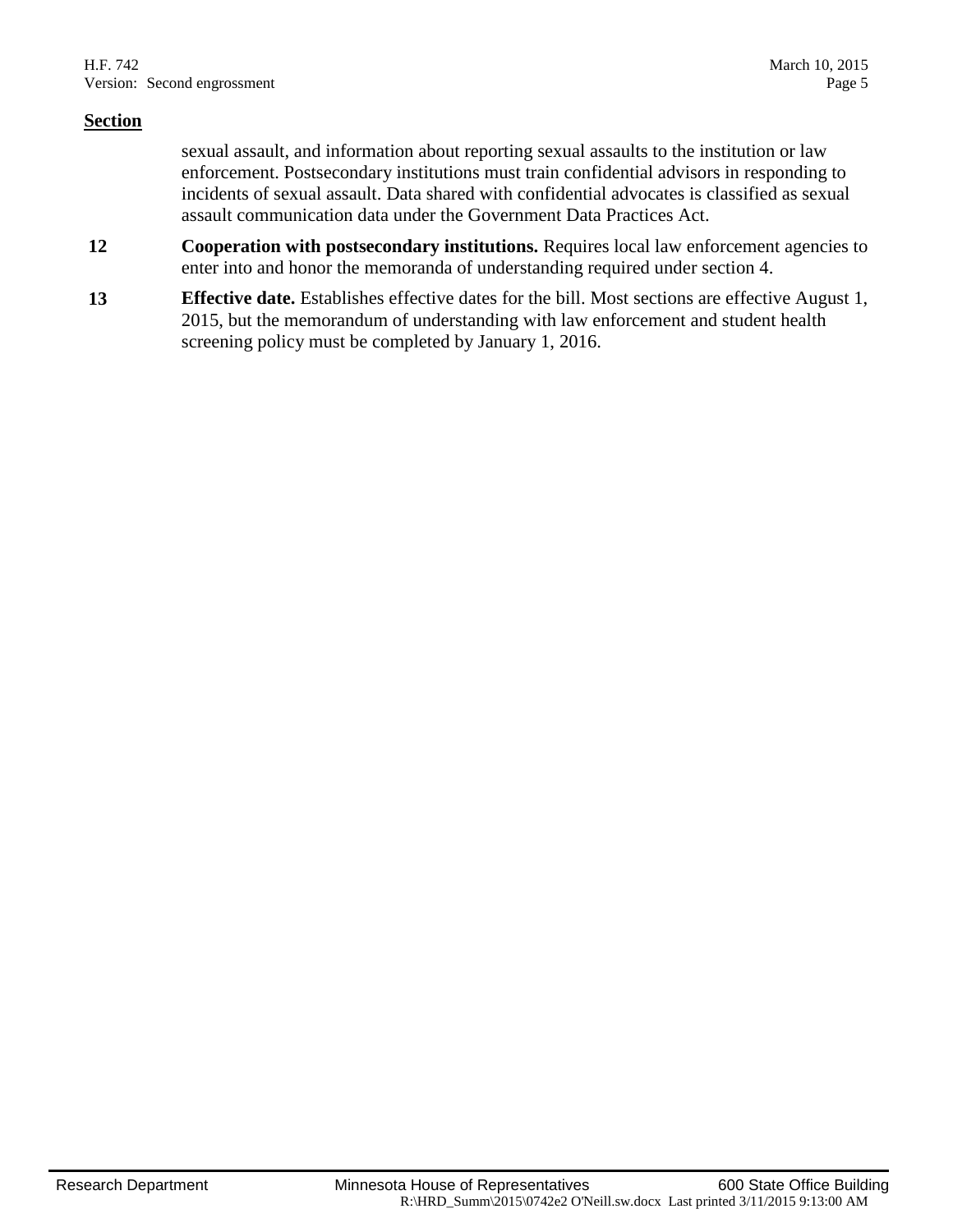**Section**

sexual assault, and information about reporting sexual assaults to the institution or law enforcement. Postsecondary institutions must train confidential advisors in responding to incidents of sexual assault. Data shared with confidential advocates is classified as sexual assault communication data under the Government Data Practices Act.

**12** **Cooperation with postsecondary institutions.** Requires local law enforcement agencies to enter into and honor the memoranda of understanding required under section 4.

**13** **Effective date.** Establishes effective dates for the bill. Most sections are effective August 1, 2015, but the memorandum of understanding with law enforcement and student health screening policy must be completed by January 1, 2016.